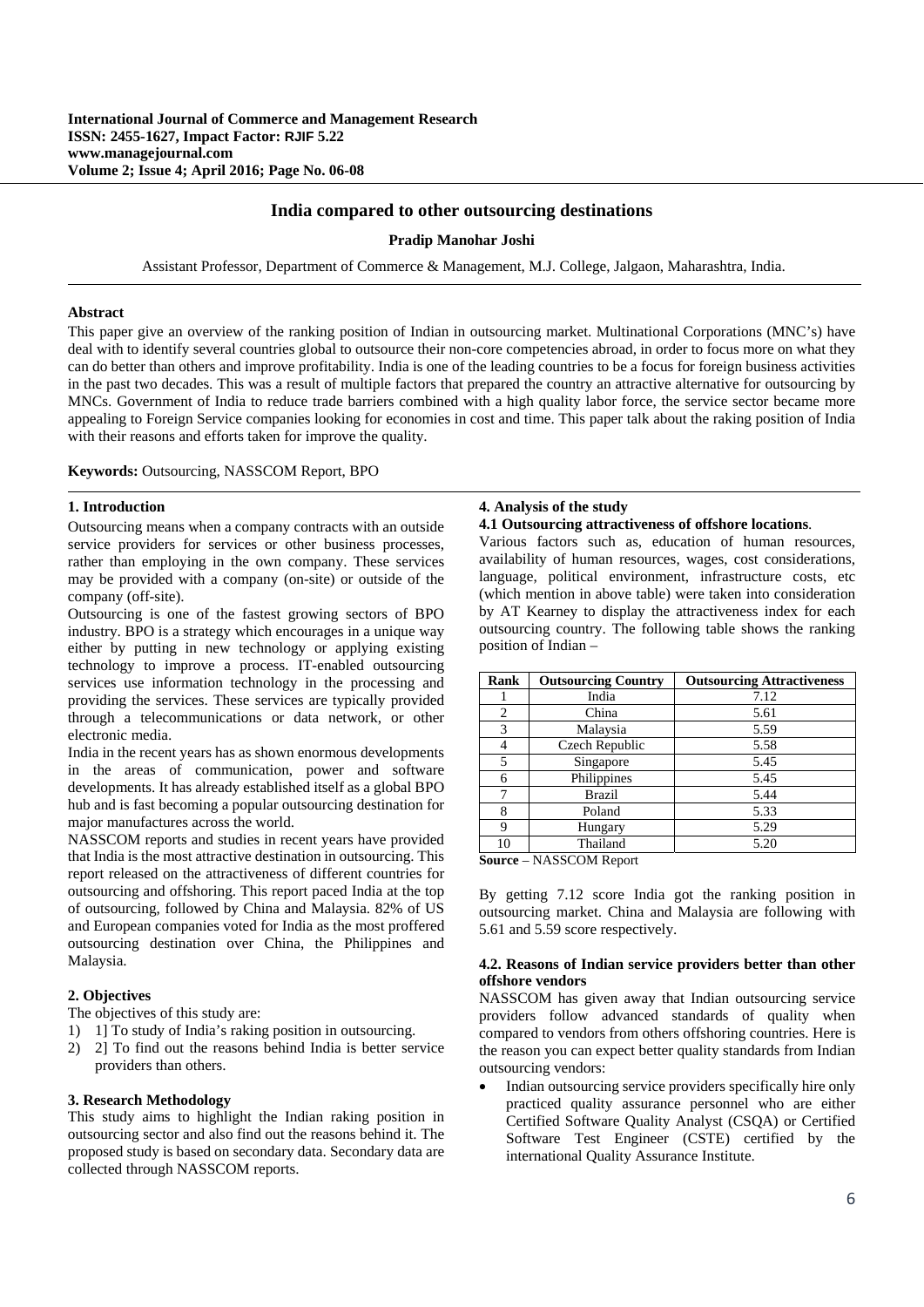**International Journal of Commerce and Management Research**
**ISSN: 2455-1627, Impact Factor: RJIF 5.22**
**www.managejournal.com**
**Volume 2; Issue 4; April 2016; Page No. 06-08**

# India compared to other outsourcing destinations

**Pradip Manohar Joshi**

Assistant Professor, Department of Commerce & Management, M.J. College, Jalgaon, Maharashtra, India.

## Abstract

This paper give an overview of the ranking position of Indian in outsourcing market. Multinational Corporations (MNC's) have deal with to identify several countries global to outsource their non-core competencies abroad, in order to focus more on what they can do better than others and improve profitability. India is one of the leading countries to be a focus for foreign business activities in the past two decades. This was a result of multiple factors that prepared the country an attractive alternative for outsourcing by MNCs. Government of India to reduce trade barriers combined with a high quality labor force, the service sector became more appealing to Foreign Service companies looking for economies in cost and time. This paper talk about the raking position of India with their reasons and efforts taken for improve the quality.

**Keywords:** Outsourcing, NASSCOM Report, BPO

## 1. Introduction

Outsourcing means when a company contracts with an outside service providers for services or other business processes, rather than employing in the own company. These services may be provided with a company (on-site) or outside of the company (off-site).

Outsourcing is one of the fastest growing sectors of BPO industry. BPO is a strategy which encourages in a unique way either by putting in new technology or applying existing technology to improve a process. IT-enabled outsourcing services use information technology in the processing and providing the services. These services are typically provided through a telecommunications or data network, or other electronic media.

India in the recent years has as shown enormous developments in the areas of communication, power and software developments. It has already established itself as a global BPO hub and is fast becoming a popular outsourcing destination for major manufactures across the world.

NASSCOM reports and studies in recent years have provided that India is the most attractive destination in outsourcing. This report released on the attractiveness of different countries for outsourcing and offshoring. This report paced India at the top of outsourcing, followed by China and Malaysia. 82% of US and European companies voted for India as the most proffered outsourcing destination over China, the Philippines and Malaysia.

## 2. Objectives

The objectives of this study are:

1) 1] To study of India's raking position in outsourcing.
2) 2] To find out the reasons behind India is better service providers than others.

## 3. Research Methodology

This study aims to highlight the Indian raking position in outsourcing sector and also find out the reasons behind it. The proposed study is based on secondary data. Secondary data are collected through NASSCOM reports.

## 4. Analysis of the study

### 4.1 Outsourcing attractiveness of offshore locations.

Various factors such as, education of human resources, availability of human resources, wages, cost considerations, language, political environment, infrastructure costs, etc (which mention in above table) were taken into consideration by AT Kearney to display the attractiveness index for each outsourcing country. The following table shows the ranking position of Indian –

| Rank | Outsourcing Country | Outsourcing Attractiveness |
|---|---|---|
| 1 | India | 7.12 |
| 2 | China | 5.61 |
| 3 | Malaysia | 5.59 |
| 4 | Czech Republic | 5.58 |
| 5 | Singapore | 5.45 |
| 6 | Philippines | 5.45 |
| 7 | Brazil | 5.44 |
| 8 | Poland | 5.33 |
| 9 | Hungary | 5.29 |
| 10 | Thailand | 5.20 |

**Source** – NASSCOM Report

By getting 7.12 score India got the ranking position in outsourcing market. China and Malaysia are following with 5.61 and 5.59 score respectively.

### 4.2. Reasons of Indian service providers better than other offshore vendors

NASSCOM has given away that Indian outsourcing service providers follow advanced standards of quality when compared to vendors from others offshoring countries. Here is the reason you can expect better quality standards from Indian outsourcing vendors:

- Indian outsourcing service providers specifically hire only practiced quality assurance personnel who are either Certified Software Quality Analyst (CSQA) or Certified Software Test Engineer (CSTE) certified by the international Quality Assurance Institute.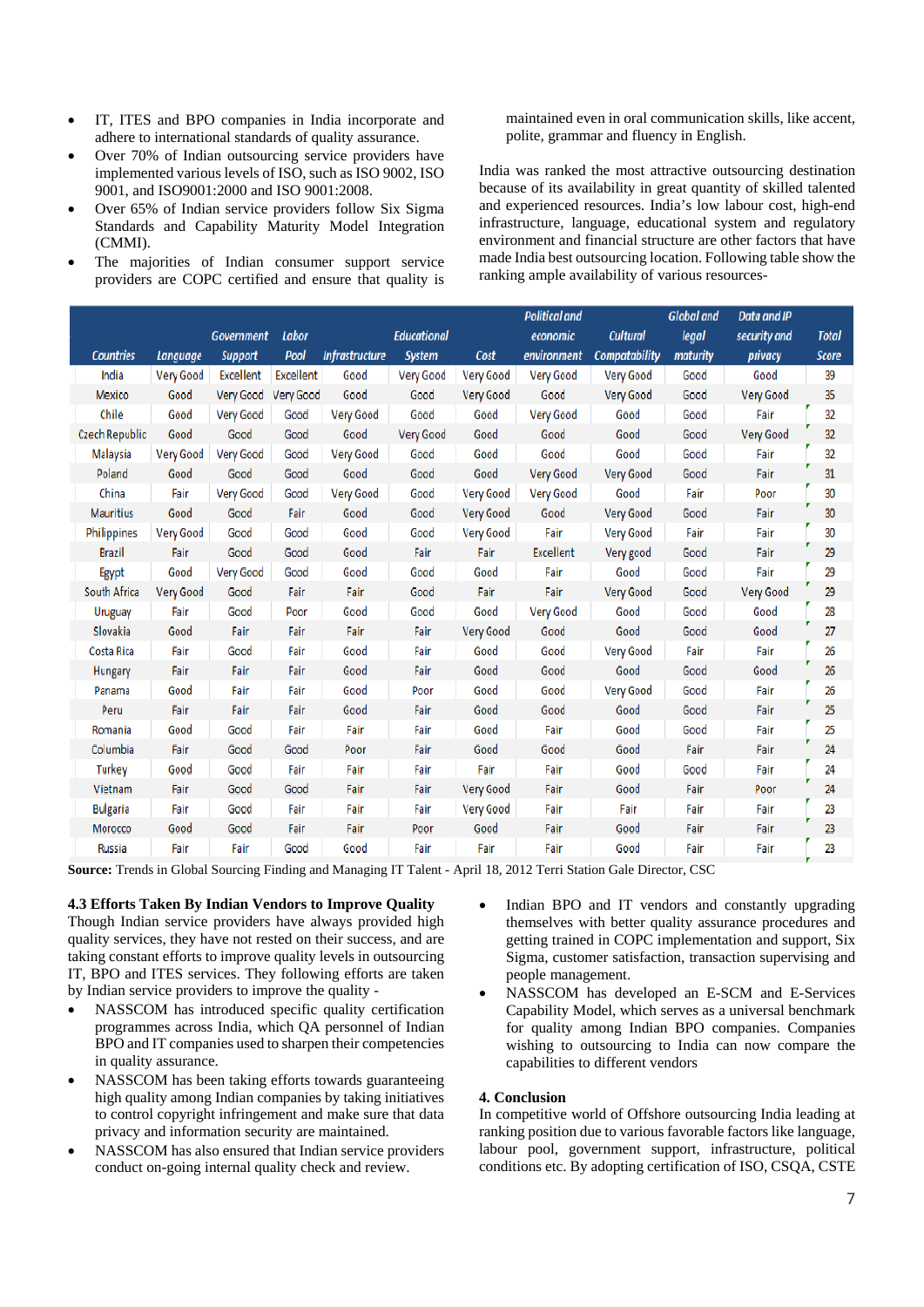- IT, ITES and BPO companies in India incorporate and adhere to international standards of quality assurance.
- Over 70% of Indian outsourcing service providers have implemented various levels of ISO, such as ISO 9002, ISO 9001, and ISO9001:2000 and ISO 9001:2008.
- Over 65% of Indian service providers follow Six Sigma Standards and Capability Maturity Model Integration (CMMI).
- The majorities of Indian consumer support service providers are COPC certified and ensure that quality is maintained even in oral communication skills, like accent, polite, grammar and fluency in English.

India was ranked the most attractive outsourcing destination because of its availability in great quantity of skilled talented and experienced resources. India's low labour cost, high-end infrastructure, language, educational system and regulatory environment and financial structure are other factors that have made India best outsourcing location. Following table show the ranking ample availability of various resources-

| Countries | Language | Government Support | Labor Pool | Infrastructure | Educational System | Cost | Political and economic environment | Cultural Compatability | Global and legal maturity | Data and IP security and privacy | Total Score |
|---|---|---|---|---|---|---|---|---|---|---|---|
| India | Very Good | Excellent | Excellent | Good | Very Good | Very Good | Very Good | Very Good | Good | Good | 39 |
| Mexico | Good | Very Good | Very Good | Good | Good | Very Good | Good | Very Good | Good | Very Good | 35 |
| Chile | Good | Very Good | Good | Very Good | Good | Good | Very Good | Good | Good | Fair | 32 |
| Czech Republic | Good | Good | Good | Good | Very Good | Good | Good | Good | Good | Very Good | 32 |
| Malaysia | Very Good | Very Good | Good | Very Good | Good | Good | Good | Good | Good | Fair | 32 |
| Poland | Good | Good | Good | Good | Good | Good | Very Good | Very Good | Good | Fair | 31 |
| China | Fair | Very Good | Good | Very Good | Good | Very Good | Very Good | Good | Fair | Poor | 30 |
| Mauritius | Good | Good | Fair | Good | Good | Very Good | Good | Very Good | Good | Fair | 30 |
| Philippines | Very Good | Good | Good | Good | Good | Very Good | Fair | Very Good | Fair | Fair | 30 |
| Brazil | Fair | Good | Good | Good | Fair | Fair | Excellent | Very good | Good | Fair | 29 |
| Egypt | Good | Very Good | Good | Good | Good | Good | Fair | Good | Good | Fair | 29 |
| South Africa | Very Good | Good | Fair | Fair | Good | Fair | Fair | Very Good | Good | Very Good | 29 |
| Uruguay | Fair | Good | Poor | Good | Good | Good | Very Good | Good | Good | Good | 28 |
| Slovakia | Good | Fair | Fair | Fair | Fair | Very Good | Good | Good | Good | Good | 27 |
| Costa Rica | Fair | Good | Fair | Good | Fair | Good | Good | Very Good | Fair | Fair | 26 |
| Hungary | Fair | Fair | Fair | Good | Fair | Good | Good | Good | Good | Good | 26 |
| Panama | Good | Fair | Fair | Good | Poor | Good | Good | Very Good | Good | Fair | 26 |
| Peru | Fair | Fair | Fair | Good | Fair | Good | Good | Good | Good | Fair | 25 |
| Romania | Good | Good | Fair | Fair | Fair | Good | Fair | Good | Good | Fair | 25 |
| Columbia | Fair | Good | Good | Poor | Fair | Good | Good | Good | Fair | Fair | 24 |
| Turkey | Good | Good | Fair | Fair | Fair | Fair | Fair | Good | Good | Fair | 24 |
| Vietnam | Fair | Good | Good | Fair | Fair | Very Good | Fair | Good | Fair | Poor | 24 |
| Bulgaria | Fair | Good | Fair | Fair | Fair | Very Good | Fair | Fair | Fair | Fair | 23 |
| Morocco | Good | Good | Fair | Fair | Poor | Good | Fair | Good | Fair | Fair | 23 |
| Russia | Fair | Fair | Good | Good | Fair | Fair | Fair | Good | Fair | Fair | 23 |

**Source:** Trends in Global Sourcing Finding and Managing IT Talent - April 18, 2012 Terri Station Gale Director, CSC

### 4.3 Efforts Taken By Indian Vendors to Improve Quality

Though Indian service providers have always provided high quality services, they have not rested on their success, and are taking constant efforts to improve quality levels in outsourcing IT, BPO and ITES services. They following efforts are taken by Indian service providers to improve the quality -

- NASSCOM has introduced specific quality certification programmes across India, which QA personnel of Indian BPO and IT companies used to sharpen their competencies in quality assurance.
- NASSCOM has been taking efforts towards guaranteeing high quality among Indian companies by taking initiatives to control copyright infringement and make sure that data privacy and information security are maintained.
- NASSCOM has also ensured that Indian service providers conduct on-going internal quality check and review.
- Indian BPO and IT vendors and constantly upgrading themselves with better quality assurance procedures and getting trained in COPC implementation and support, Six Sigma, customer satisfaction, transaction supervising and people management.
- NASSCOM has developed an E-SCM and E-Services Capability Model, which serves as a universal benchmark for quality among Indian BPO companies. Companies wishing to outsourcing to India can now compare the capabilities to different vendors

## 4. Conclusion

In competitive world of Offshore outsourcing India leading at ranking position due to various favorable factors like language, labour pool, government support, infrastructure, political conditions etc. By adopting certification of ISO, CSQA, CSTE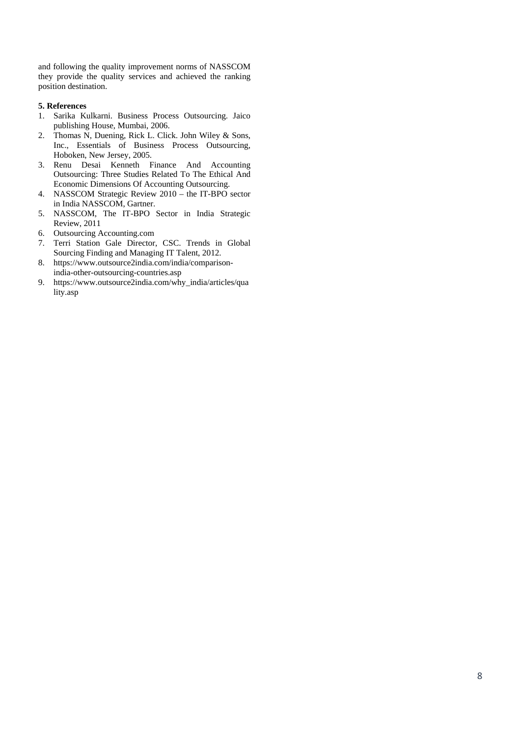and following the quality improvement norms of NASSCOM they provide the quality services and achieved the ranking position destination.

## 5. References

1. Sarika Kulkarni. Business Process Outsourcing. Jaico publishing House, Mumbai, 2006.
2. Thomas N, Duening, Rick L. Click. John Wiley & Sons, Inc., Essentials of Business Process Outsourcing, Hoboken, New Jersey, 2005.
3. Renu Desai Kenneth Finance And Accounting Outsourcing: Three Studies Related To The Ethical And Economic Dimensions Of Accounting Outsourcing.
4. NASSCOM Strategic Review 2010 – the IT-BPO sector in India NASSCOM, Gartner.
5. NASSCOM, The IT-BPO Sector in India Strategic Review, 2011
6. Outsourcing Accounting.com
7. Terri Station Gale Director, CSC. Trends in Global Sourcing Finding and Managing IT Talent, 2012.
8. https://www.outsource2india.com/india/comparison-india-other-outsourcing-countries.asp
9. https://www.outsource2india.com/why_india/articles/quality.asp